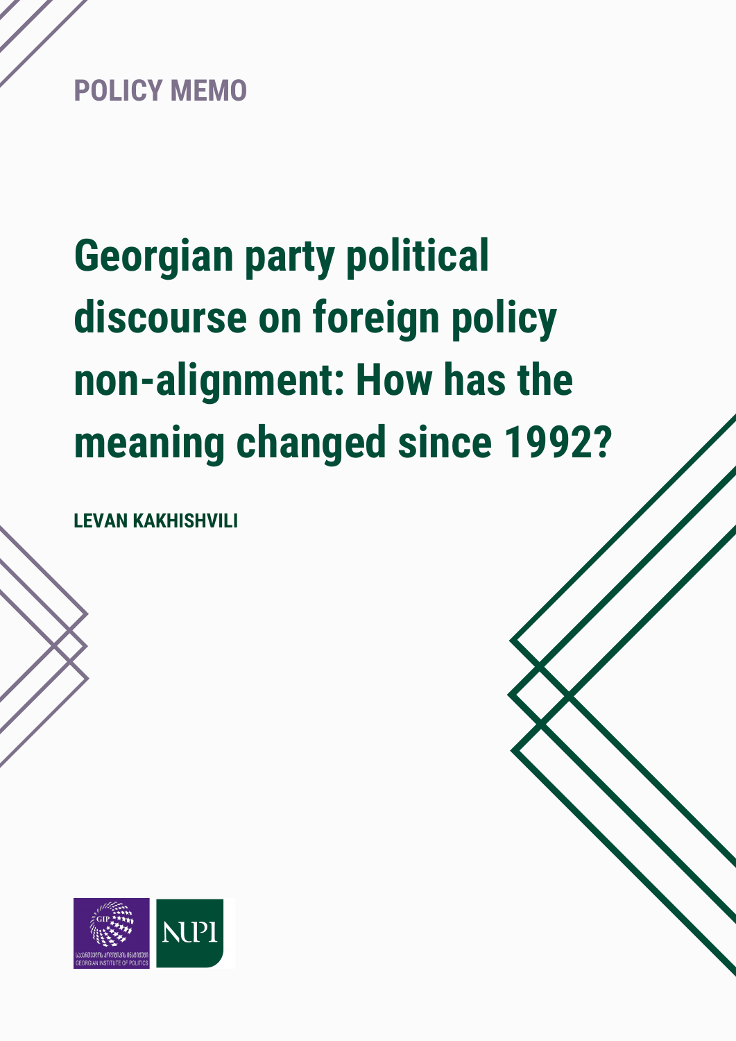POLICY MEMO

# Georgian party political discourse on foreign policy non-alignment: How has the meaning changed since 1992?

**LEVAN KAKHISHVILI**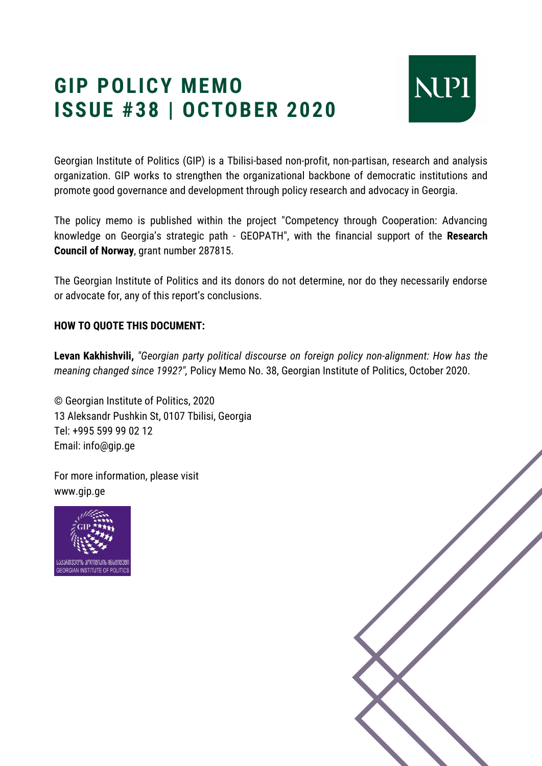# GIP POLICY MEMO
# ISSUE #38 | OCTOBER 2020

Georgian Institute of Politics (GIP) is a Tbilisi-based non-profit, non-partisan, research and analysis organization. GIP works to strengthen the organizational backbone of democratic institutions and promote good governance and development through policy research and advocacy in Georgia.

The policy memo is published within the project "Competency through Cooperation: Advancing knowledge on Georgia's strategic path - GEOPATH", with the financial support of the **Research Council of Norway**, grant number 287815.

The Georgian Institute of Politics and its donors do not determine, nor do they necessarily endorse or advocate for, any of this report's conclusions.

**HOW TO QUOTE THIS DOCUMENT:**

**Levan Kakhishvili,** *"Georgian party political discourse on foreign policy non-alignment: How has the meaning changed since 1992?",* Policy Memo No. 38, Georgian Institute of Politics, October 2020.

© Georgian Institute of Politics, 2020
13 Aleksandr Pushkin St, 0107 Tbilisi, Georgia
Tel: +995 599 99 02 12
Email: info@gip.ge

For more information, please visit
www.gip.ge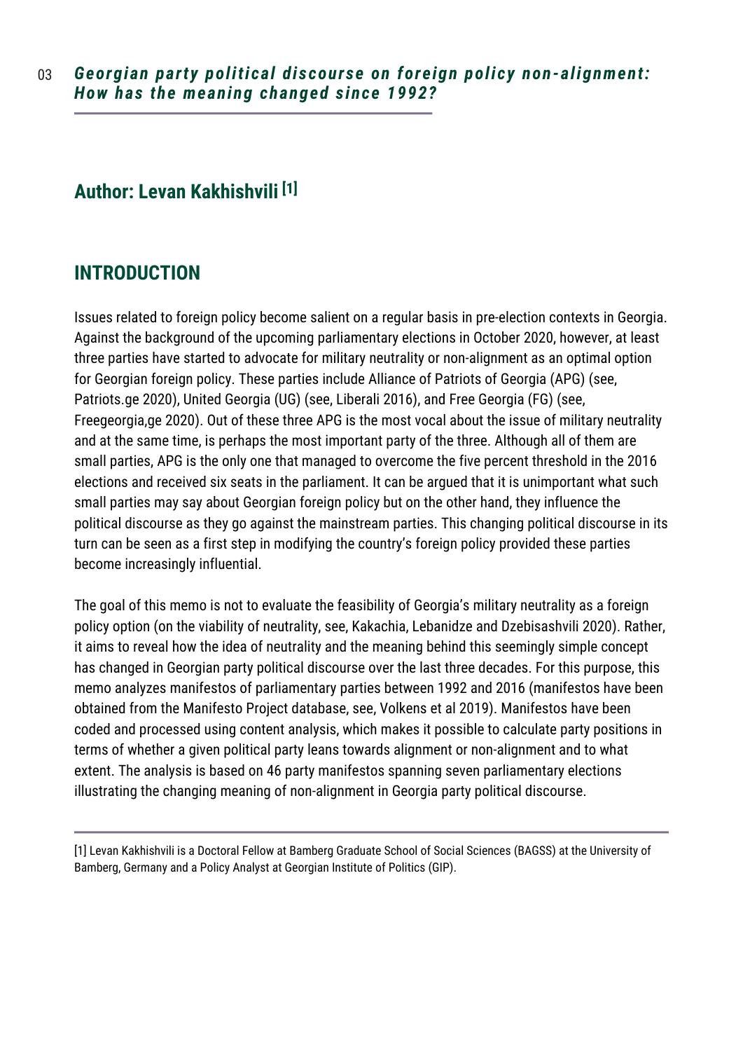# *Georgian party political discourse on foreign policy non-alignment: How has the meaning changed since 1992?*

## Author: Levan Kakhishvili [1]

## INTRODUCTION

Issues related to foreign policy become salient on a regular basis in pre-election contexts in Georgia. Against the background of the upcoming parliamentary elections in October 2020, however, at least three parties have started to advocate for military neutrality or non-alignment as an optimal option for Georgian foreign policy. These parties include Alliance of Patriots of Georgia (APG) (see, Patriots.ge 2020), United Georgia (UG) (see, Liberali 2016), and Free Georgia (FG) (see, Freegeorgia,ge 2020). Out of these three APG is the most vocal about the issue of military neutrality and at the same time, is perhaps the most important party of the three. Although all of them are small parties, APG is the only one that managed to overcome the five percent threshold in the 2016 elections and received six seats in the parliament. It can be argued that it is unimportant what such small parties may say about Georgian foreign policy but on the other hand, they influence the political discourse as they go against the mainstream parties. This changing political discourse in its turn can be seen as a first step in modifying the country's foreign policy provided these parties become increasingly influential.

The goal of this memo is not to evaluate the feasibility of Georgia's military neutrality as a foreign policy option (on the viability of neutrality, see, Kakachia, Lebanidze and Dzebisashvili 2020). Rather, it aims to reveal how the idea of neutrality and the meaning behind this seemingly simple concept has changed in Georgian party political discourse over the last three decades. For this purpose, this memo analyzes manifestos of parliamentary parties between 1992 and 2016 (manifestos have been obtained from the Manifesto Project database, see, Volkens et al 2019). Manifestos have been coded and processed using content analysis, which makes it possible to calculate party positions in terms of whether a given political party leans towards alignment or non-alignment and to what extent. The analysis is based on 46 party manifestos spanning seven parliamentary elections illustrating the changing meaning of non-alignment in Georgia party political discourse.

---

[1] Levan Kakhishvili is a Doctoral Fellow at Bamberg Graduate School of Social Sciences (BAGSS) at the University of Bamberg, Germany and a Policy Analyst at Georgian Institute of Politics (GIP).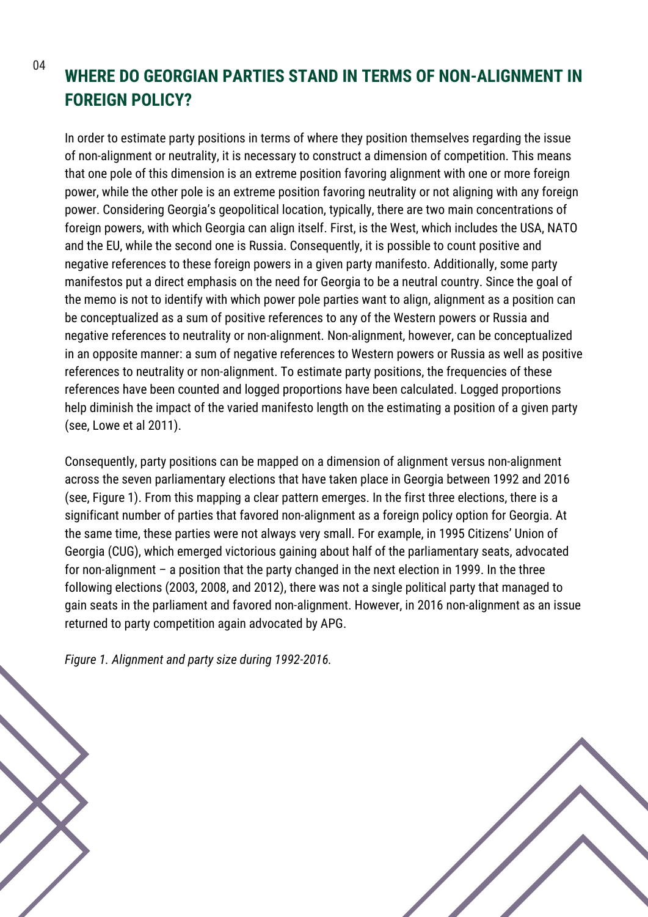## WHERE DO GEORGIAN PARTIES STAND IN TERMS OF NON-ALIGNMENT IN FOREIGN POLICY?

In order to estimate party positions in terms of where they position themselves regarding the issue of non-alignment or neutrality, it is necessary to construct a dimension of competition. This means that one pole of this dimension is an extreme position favoring alignment with one or more foreign power, while the other pole is an extreme position favoring neutrality or not aligning with any foreign power. Considering Georgia's geopolitical location, typically, there are two main concentrations of foreign powers, with which Georgia can align itself. First, is the West, which includes the USA, NATO and the EU, while the second one is Russia. Consequently, it is possible to count positive and negative references to these foreign powers in a given party manifesto. Additionally, some party manifestos put a direct emphasis on the need for Georgia to be a neutral country. Since the goal of the memo is not to identify with which power pole parties want to align, alignment as a position can be conceptualized as a sum of positive references to any of the Western powers or Russia and negative references to neutrality or non-alignment. Non-alignment, however, can be conceptualized in an opposite manner: a sum of negative references to Western powers or Russia as well as positive references to neutrality or non-alignment. To estimate party positions, the frequencies of these references have been counted and logged proportions have been calculated. Logged proportions help diminish the impact of the varied manifesto length on the estimating a position of a given party (see, Lowe et al 2011).

Consequently, party positions can be mapped on a dimension of alignment versus non-alignment across the seven parliamentary elections that have taken place in Georgia between 1992 and 2016 (see, Figure 1). From this mapping a clear pattern emerges. In the first three elections, there is a significant number of parties that favored non-alignment as a foreign policy option for Georgia. At the same time, these parties were not always very small. For example, in 1995 Citizens' Union of Georgia (CUG), which emerged victorious gaining about half of the parliamentary seats, advocated for non-alignment – a position that the party changed in the next election in 1999. In the three following elections (2003, 2008, and 2012), there was not a single political party that managed to gain seats in the parliament and favored non-alignment. However, in 2016 non-alignment as an issue returned to party competition again advocated by APG.

*Figure 1. Alignment and party size during 1992-2016.*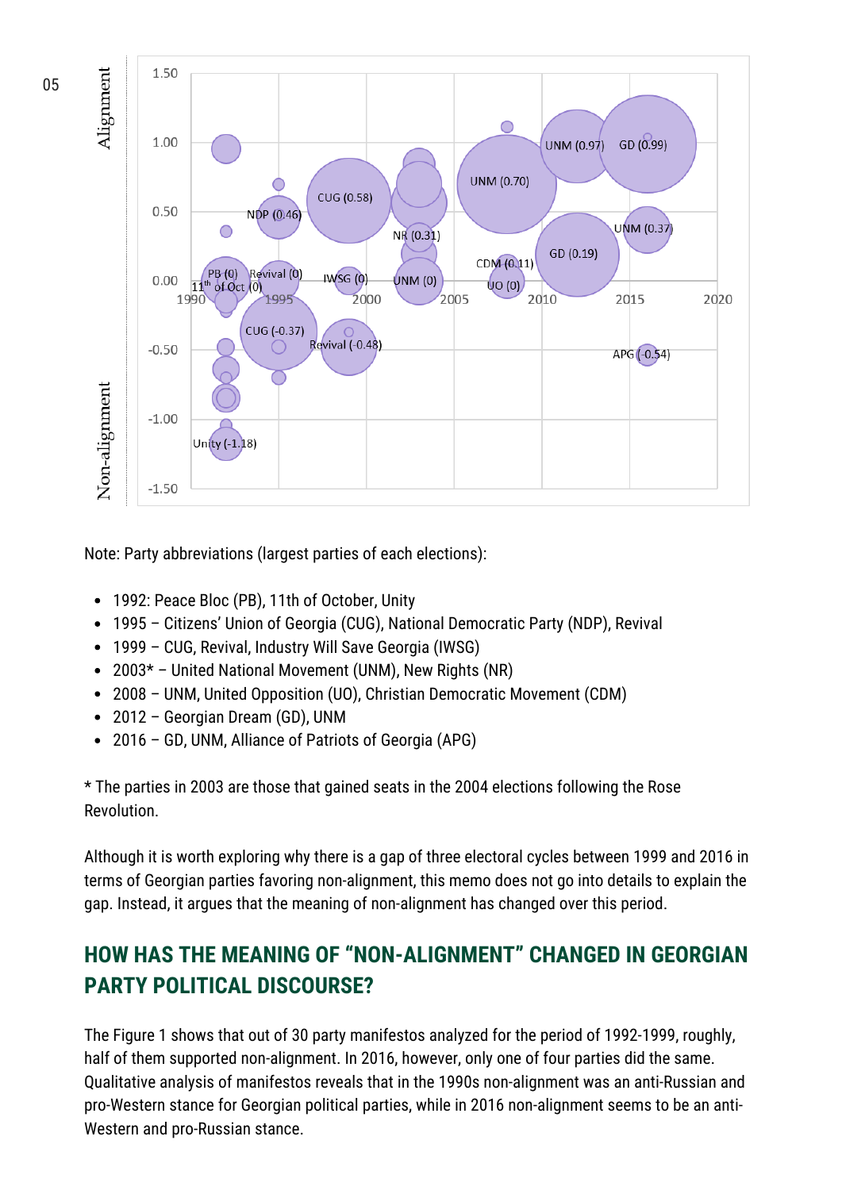Note: Party abbreviations (largest parties of each elections):

- 1992: Peace Bloc (PB), 11th of October, Unity
- 1995 – Citizens' Union of Georgia (CUG), National Democratic Party (NDP), Revival
- 1999 – CUG, Revival, Industry Will Save Georgia (IWSG)
- 2003* – United National Movement (UNM), New Rights (NR)
- 2008 – UNM, United Opposition (UO), Christian Democratic Movement (CDM)
- 2012 – Georgian Dream (GD), UNM
- 2016 – GD, UNM, Alliance of Patriots of Georgia (APG)

* The parties in 2003 are those that gained seats in the 2004 elections following the Rose Revolution.

Although it is worth exploring why there is a gap of three electoral cycles between 1999 and 2016 in terms of Georgian parties favoring non-alignment, this memo does not go into details to explain the gap. Instead, it argues that the meaning of non-alignment has changed over this period.

## HOW HAS THE MEANING OF "NON-ALIGNMENT" CHANGED IN GEORGIAN PARTY POLITICAL DISCOURSE?

The Figure 1 shows that out of 30 party manifestos analyzed for the period of 1992-1999, roughly, half of them supported non-alignment. In 2016, however, only one of four parties did the same. Qualitative analysis of manifestos reveals that in the 1990s non-alignment was an anti-Russian and pro-Western stance for Georgian political parties, while in 2016 non-alignment seems to be an anti-Western and pro-Russian stance.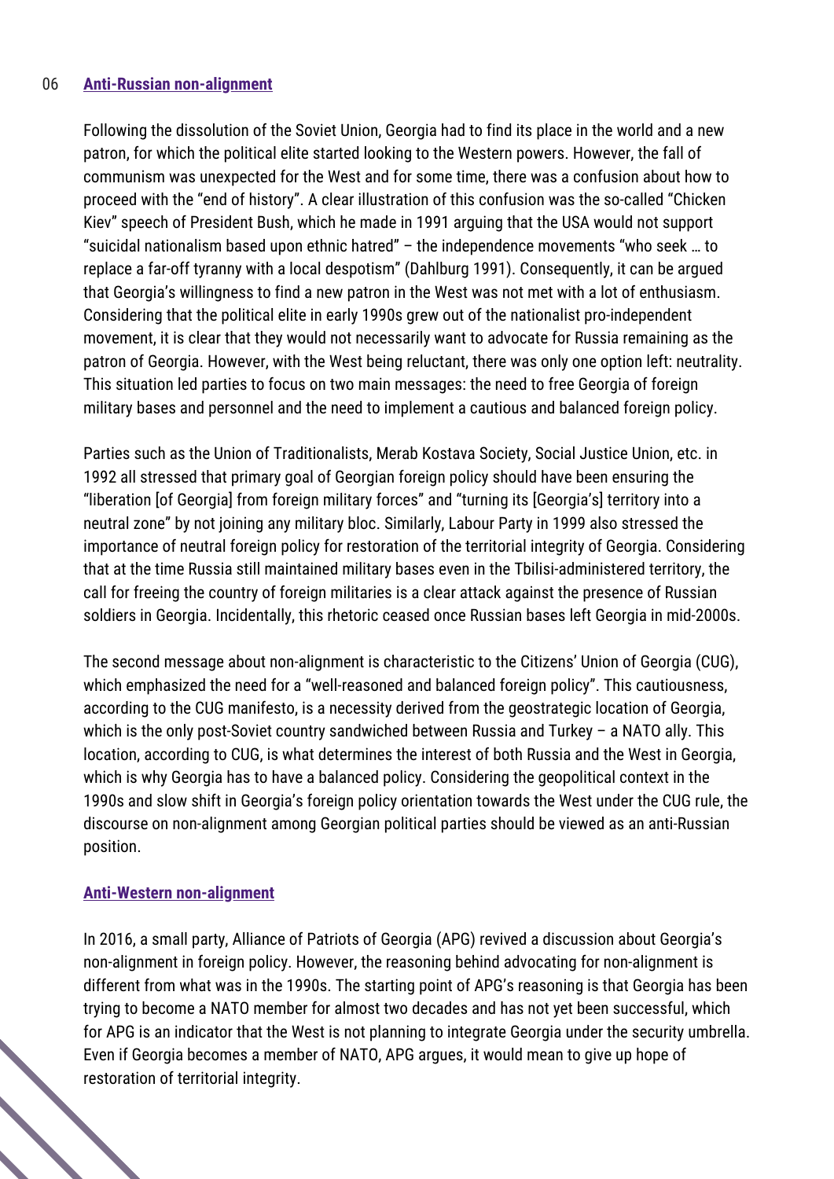## Anti-Russian non-alignment

Following the dissolution of the Soviet Union, Georgia had to find its place in the world and a new patron, for which the political elite started looking to the Western powers. However, the fall of communism was unexpected for the West and for some time, there was a confusion about how to proceed with the "end of history". A clear illustration of this confusion was the so-called "Chicken Kiev" speech of President Bush, which he made in 1991 arguing that the USA would not support "suicidal nationalism based upon ethnic hatred" – the independence movements "who seek … to replace a far-off tyranny with a local despotism" (Dahlburg 1991). Consequently, it can be argued that Georgia's willingness to find a new patron in the West was not met with a lot of enthusiasm. Considering that the political elite in early 1990s grew out of the nationalist pro-independent movement, it is clear that they would not necessarily want to advocate for Russia remaining as the patron of Georgia. However, with the West being reluctant, there was only one option left: neutrality. This situation led parties to focus on two main messages: the need to free Georgia of foreign military bases and personnel and the need to implement a cautious and balanced foreign policy.

Parties such as the Union of Traditionalists, Merab Kostava Society, Social Justice Union, etc. in 1992 all stressed that primary goal of Georgian foreign policy should have been ensuring the "liberation [of Georgia] from foreign military forces" and "turning its [Georgia's] territory into a neutral zone" by not joining any military bloc. Similarly, Labour Party in 1999 also stressed the importance of neutral foreign policy for restoration of the territorial integrity of Georgia. Considering that at the time Russia still maintained military bases even in the Tbilisi-administered territory, the call for freeing the country of foreign militaries is a clear attack against the presence of Russian soldiers in Georgia. Incidentally, this rhetoric ceased once Russian bases left Georgia in mid-2000s.

The second message about non-alignment is characteristic to the Citizens' Union of Georgia (CUG), which emphasized the need for a "well-reasoned and balanced foreign policy". This cautiousness, according to the CUG manifesto, is a necessity derived from the geostrategic location of Georgia, which is the only post-Soviet country sandwiched between Russia and Turkey – a NATO ally. This location, according to CUG, is what determines the interest of both Russia and the West in Georgia, which is why Georgia has to have a balanced policy. Considering the geopolitical context in the 1990s and slow shift in Georgia's foreign policy orientation towards the West under the CUG rule, the discourse on non-alignment among Georgian political parties should be viewed as an anti-Russian position.

## Anti-Western non-alignment

In 2016, a small party, Alliance of Patriots of Georgia (APG) revived a discussion about Georgia's non-alignment in foreign policy. However, the reasoning behind advocating for non-alignment is different from what was in the 1990s. The starting point of APG's reasoning is that Georgia has been trying to become a NATO member for almost two decades and has not yet been successful, which for APG is an indicator that the West is not planning to integrate Georgia under the security umbrella. Even if Georgia becomes a member of NATO, APG argues, it would mean to give up hope of restoration of territorial integrity.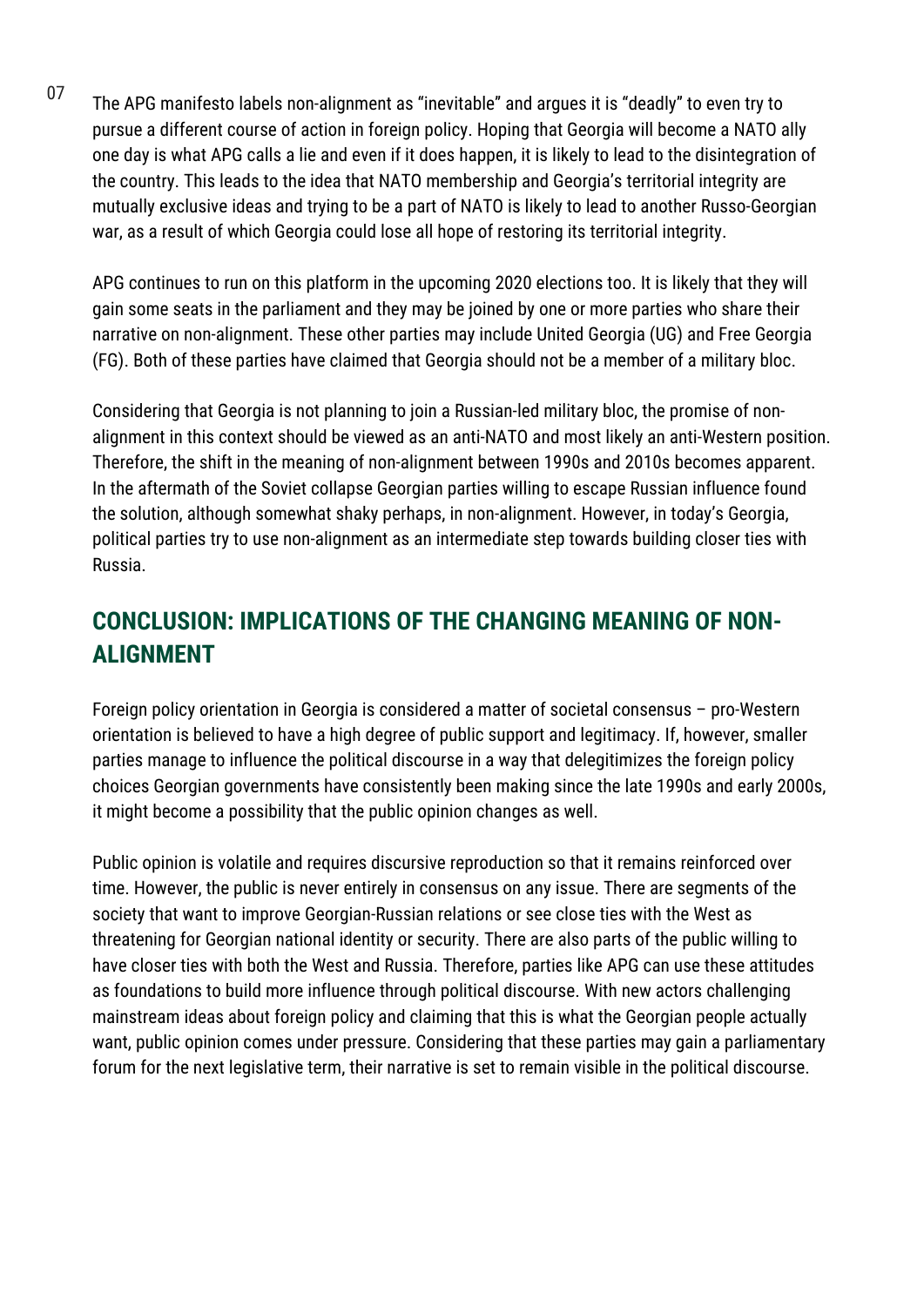The APG manifesto labels non-alignment as "inevitable" and argues it is "deadly" to even try to pursue a different course of action in foreign policy. Hoping that Georgia will become a NATO ally one day is what APG calls a lie and even if it does happen, it is likely to lead to the disintegration of the country. This leads to the idea that NATO membership and Georgia's territorial integrity are mutually exclusive ideas and trying to be a part of NATO is likely to lead to another Russo-Georgian war, as a result of which Georgia could lose all hope of restoring its territorial integrity.

APG continues to run on this platform in the upcoming 2020 elections too. It is likely that they will gain some seats in the parliament and they may be joined by one or more parties who share their narrative on non-alignment. These other parties may include United Georgia (UG) and Free Georgia (FG). Both of these parties have claimed that Georgia should not be a member of a military bloc.

Considering that Georgia is not planning to join a Russian-led military bloc, the promise of non-alignment in this context should be viewed as an anti-NATO and most likely an anti-Western position. Therefore, the shift in the meaning of non-alignment between 1990s and 2010s becomes apparent. In the aftermath of the Soviet collapse Georgian parties willing to escape Russian influence found the solution, although somewhat shaky perhaps, in non-alignment. However, in today's Georgia, political parties try to use non-alignment as an intermediate step towards building closer ties with Russia.

## CONCLUSION: IMPLICATIONS OF THE CHANGING MEANING OF NON-ALIGNMENT

Foreign policy orientation in Georgia is considered a matter of societal consensus – pro-Western orientation is believed to have a high degree of public support and legitimacy. If, however, smaller parties manage to influence the political discourse in a way that delegitimizes the foreign policy choices Georgian governments have consistently been making since the late 1990s and early 2000s, it might become a possibility that the public opinion changes as well.

Public opinion is volatile and requires discursive reproduction so that it remains reinforced over time. However, the public is never entirely in consensus on any issue. There are segments of the society that want to improve Georgian-Russian relations or see close ties with the West as threatening for Georgian national identity or security. There are also parts of the public willing to have closer ties with both the West and Russia. Therefore, parties like APG can use these attitudes as foundations to build more influence through political discourse. With new actors challenging mainstream ideas about foreign policy and claiming that this is what the Georgian people actually want, public opinion comes under pressure. Considering that these parties may gain a parliamentary forum for the next legislative term, their narrative is set to remain visible in the political discourse.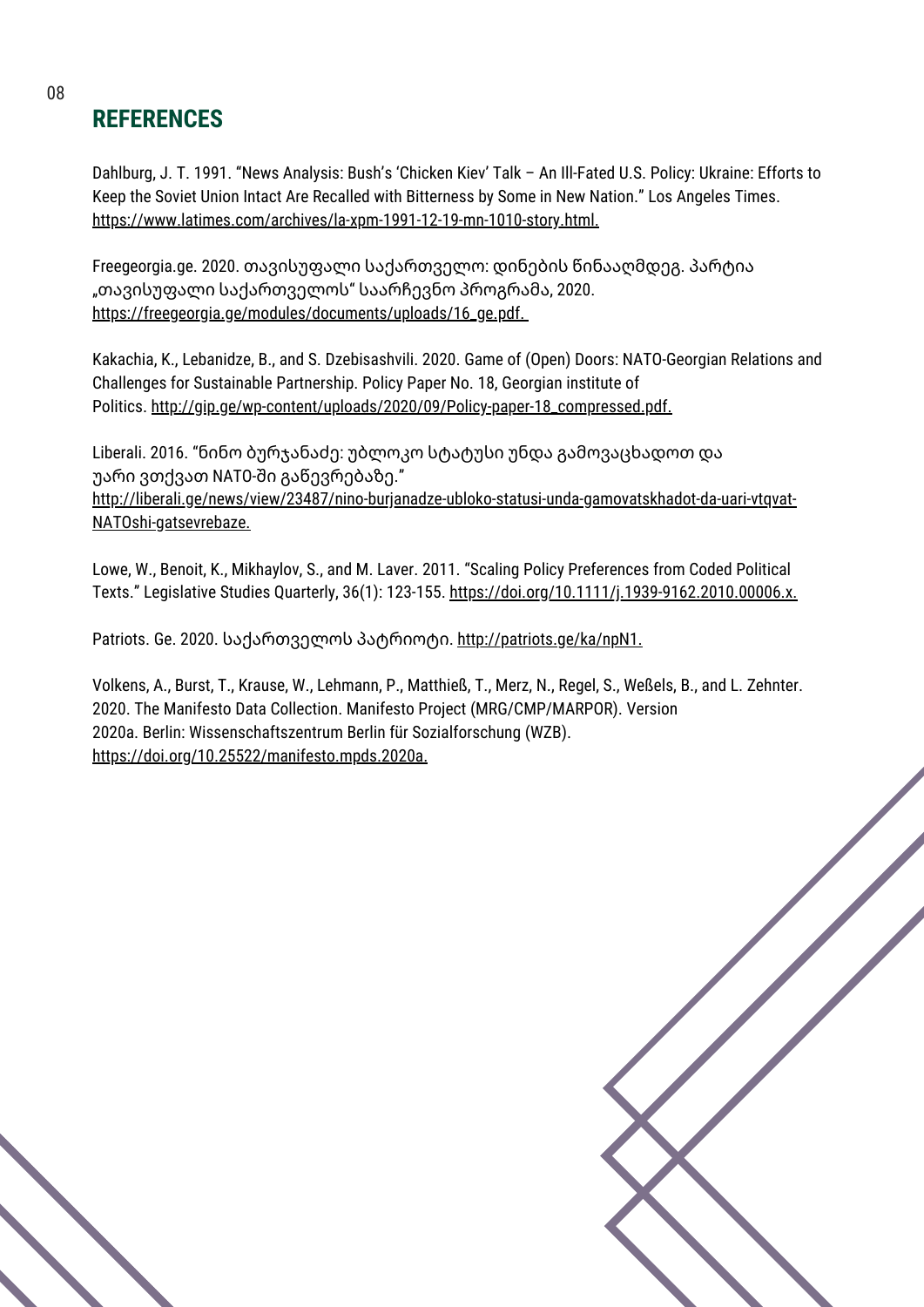## REFERENCES

Dahlburg, J. T. 1991. "News Analysis: Bush's 'Chicken Kiev' Talk – An Ill-Fated U.S. Policy: Ukraine: Efforts to Keep the Soviet Union Intact Are Recalled with Bitterness by Some in New Nation." Los Angeles Times. https://www.latimes.com/archives/la-xpm-1991-12-19-mn-1010-story.html.

Freegeorgia.ge. 2020. თავისუფალი საქართველო: დინების წინააღმდეგ. პარტია „თავისუფალი საქართველოს" საარჩევნო პროგრამა, 2020. https://freegeorgia.ge/modules/documents/uploads/16_ge.pdf.

Kakachia, K., Lebanidze, B., and S. Dzebisashvili. 2020. Game of (Open) Doors: NATO-Georgian Relations and Challenges for Sustainable Partnership. Policy Paper No. 18, Georgian institute of Politics. http://gip.ge/wp-content/uploads/2020/09/Policy-paper-18_compressed.pdf.

Liberali. 2016. "ნინო ბურჯანაძე: უბლოკო სტატუსი უნდა გამოვაცხადოთ და უარი ვთქვათ NATO-ში გაწევრებაზე." http://liberali.ge/news/view/23487/nino-burjanadze-ubloko-statusi-unda-gamovatskhadot-da-uari-vtqvat-NATOshi-gatsevrebaze.

Lowe, W., Benoit, K., Mikhaylov, S., and M. Laver. 2011. "Scaling Policy Preferences from Coded Political Texts." Legislative Studies Quarterly, 36(1): 123-155. https://doi.org/10.1111/j.1939-9162.2010.00006.x.

Patriots. Ge. 2020. საქართველოს პატრიოტი. http://patriots.ge/ka/npN1.

Volkens, A., Burst, T., Krause, W., Lehmann, P., Matthieß, T., Merz, N., Regel, S., Weßels, B., and L. Zehnter. 2020. The Manifesto Data Collection. Manifesto Project (MRG/CMP/MARPOR). Version 2020a. Berlin: Wissenschaftszentrum Berlin für Sozialforschung (WZB). https://doi.org/10.25522/manifesto.mpds.2020a.